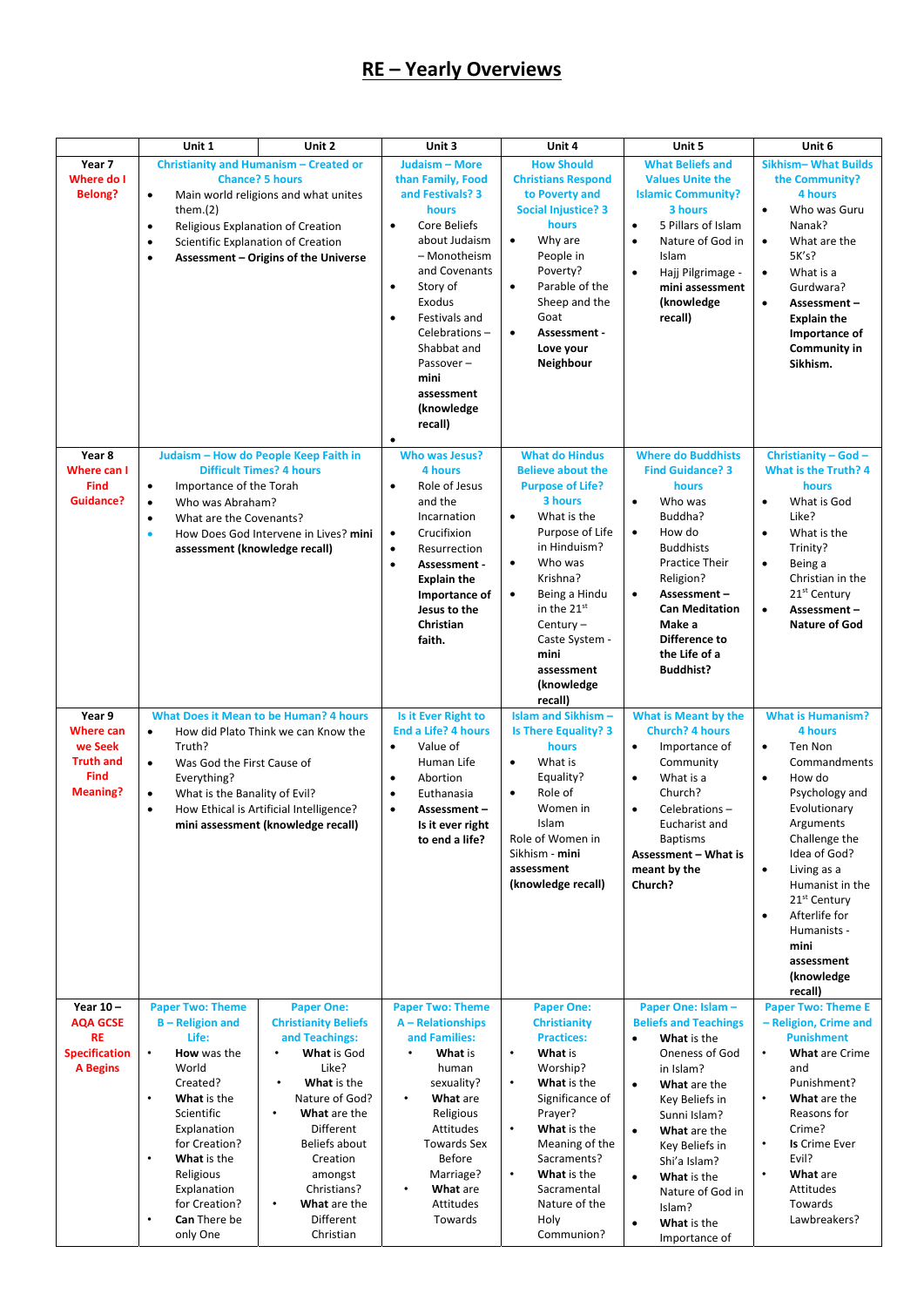# RE – Yearly Overviews

| | Unit 1 | Unit 2 | Unit 3 | Unit 4 | Unit 5 | Unit 6 |
|---|---|---|---|---|---|---|
| **Year 7** Where do I Belong? | Christianity and Humanism – Created or Chance? 5 hours<br>• Main world religions and what unites them.(2)<br>• Religious Explanation of Creation<br>• Scientific Explanation of Creation<br>• **Assessment – Origins of the Universe** | | Judaism – More than Family, Food and Festivals? 3 hours<br>• Core Beliefs about Judaism – Monotheism and Covenants<br>• Story of Exodus<br>• Festivals and Celebrations – Shabbat and Passover – **mini assessment (knowledge recall)**<br>• | How Should Christians Respond to Poverty and Social Injustice? 3 hours<br>• Why are People in Poverty?<br>• Parable of the Sheep and the Goat<br>• **Assessment - Love your Neighbour** | What Beliefs and Values Unite the Islamic Community? 3 hours<br>• 5 Pillars of Islam<br>• Nature of God in Islam<br>• Hajj Pilgrimage - **mini assessment (knowledge recall)** | Sikhism– What Builds the Community? 4 hours<br>• Who was Guru Nanak?<br>• What are the 5K's?<br>• What is a Gurdwara?<br>• **Assessment – Explain the Importance of Community in Sikhism.** |
| **Year 8** Where can I Find Guidance? | Judaism – How do People Keep Faith in Difficult Times? 4 hours<br>• Importance of the Torah<br>• Who was Abraham?<br>• What are the Covenants?<br>• How Does God Intervene in Lives? **mini assessment (knowledge recall)** | | Who was Jesus? 4 hours<br>• Role of Jesus and the Incarnation<br>• Crucifixion<br>• Resurrection<br>• **Assessment - Explain the Importance of Jesus to the Christian faith.** | What do Hindus Believe about the Purpose of Life? 3 hours<br>• What is the Purpose of Life in Hinduism?<br>• Who was Krishna?<br>• Being a Hindu in the 21st Century – Caste System - **mini assessment (knowledge recall)** | Where do Buddhists Find Guidance? 3 hours<br>• Who was Buddha?<br>• How do Buddhists Practice Their Religion?<br>• **Assessment – Can Meditation Make a Difference to the Life of a Buddhist?** | Christianity – God – What is the Truth? 4 hours<br>• What is God Like?<br>• What is the Trinity?<br>• Being a Christian in the 21st Century<br>• **Assessment – Nature of God** |
| **Year 9** Where can we Seek Truth and Find Meaning? | What Does it Mean to be Human? 4 hours<br>• How did Plato Think we can Know the Truth?<br>• Was God the First Cause of Everything?<br>• What is the Banality of Evil?<br>• How Ethical is Artificial Intelligence?<br>**mini assessment (knowledge recall)** | | Is it Ever Right to End a Life? 4 hours<br>• Value of Human Life<br>• Abortion<br>• Euthanasia<br>• **Assessment – Is it ever right to end a life?** | Islam and Sikhism – Is There Equality? 3 hours<br>• What is Equality?<br>• Role of Women in Islam<br>Role of Women in Sikhism - **mini assessment (knowledge recall)** | What is Meant by the Church? 4 hours<br>• Importance of Community<br>• What is a Church?<br>• Celebrations – Eucharist and Baptisms<br>**Assessment – What is meant by the Church?** | What is Humanism? 4 hours<br>• Ten Non Commandments<br>• How do Psychology and Evolutionary Arguments Challenge the Idea of God?<br>• Living as a Humanist in the 21st Century<br>• Afterlife for Humanists - **mini assessment (knowledge recall)** |
| **Year 10 – AQA GCSE RE Specification A Begins** | Paper Two: Theme B – Religion and Life:<br>• **How** was the World Created?<br>• **What** is the Scientific Explanation for Creation?<br>• **What** is the Religious Explanation for Creation?<br>• **Can** There be only One | Paper One: Christianity Beliefs and Teachings:<br>• **What** is God Like?<br>• **What** is the Nature of God?<br>• **What** are the Different Beliefs about Creation amongst Christians?<br>• **What** are the Different Christian | Paper Two: Theme A – Relationships and Families:<br>• **What** is human sexuality?<br>• **What** are Religious Attitudes Towards Sex Before Marriage?<br>• **What** are Attitudes Towards | Paper One: Christianity Practices:<br>• **What** is Worship?<br>• **What** is the Significance of Prayer?<br>• **What** is the Meaning of the Sacraments?<br>• **What** is the Sacramental Nature of the Holy Communion? | Paper One: Islam – Beliefs and Teachings<br>• **What** is the Oneness of God in Islam?<br>• **What** are the Key Beliefs in Sunni Islam?<br>• **What** are the Key Beliefs in Shi'a Islam?<br>• **What** is the Nature of God in Islam?<br>• **What** is the Importance of | Paper Two: Theme E – Religion, Crime and Punishment<br>• **What** are Crime and Punishment?<br>• **What** are the Reasons for Crime?<br>• **Is** Crime Ever Evil?<br>• **What** are Attitudes Towards Lawbreakers? |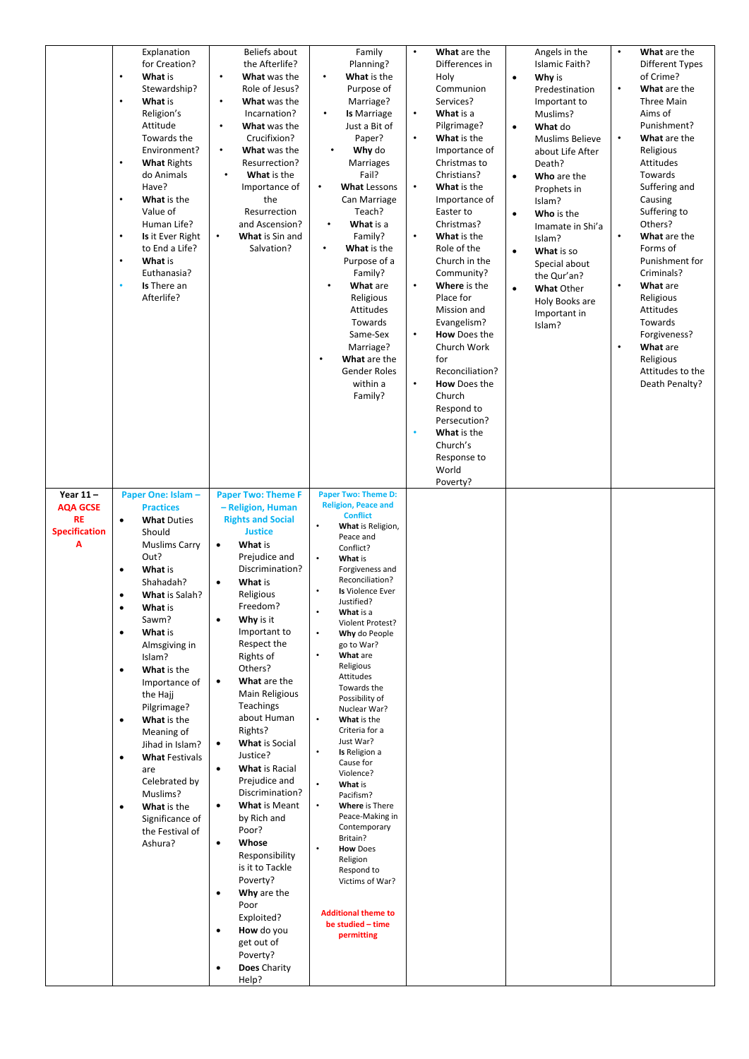| | | | | | | |
|---|---|---|---|---|---|---|
| | Explanation for Creation?<br>• **What** is Stewardship?<br>• **What** is Religion's Attitude Towards the Environment?<br>• **What** Rights do Animals Have?<br>• **What** is the Value of Human Life?<br>• **Is** it Ever Right to End a Life?<br>• **What** is Euthanasia?<br>• **Is** There an Afterlife? | Beliefs about the Afterlife?<br>• **What** was the Role of Jesus?<br>• **What** was the Incarnation?<br>• **What** was the Crucifixion?<br>• **What** was the Resurrection?<br>• **What** is the Importance of the Resurrection and Ascension?<br>• **What** is Sin and Salvation? | Family Planning?<br>• **What** is the Purpose of Marriage?<br>• **Is** Marriage Just a Bit of Paper?<br>• **Why** do Marriages Fail?<br>• **What** Lessons Can Marriage Teach?<br>• **What** is a Family?<br>• **What** is the Purpose of a Family?<br>• **What** are Religious Attitudes Towards Same-Sex Marriage?<br>• **What** are the Gender Roles within a Family? | • **What** are the Differences in Holy Communion Services?<br>• **What** is a Pilgrimage?<br>• **What** is the Importance of Christmas to Christians?<br>• **What** is the Importance of Easter to Christmas?<br>• **What** is the Role of the Church in the Community?<br>• **Where** is the Place for Mission and Evangelism?<br>• **How** Does the Church Work for Reconciliation?<br>• **How** Does the Church Respond to Persecution?<br>• **What** is the Church's Response to World Poverty? | Angels in the Islamic Faith?<br>• **Why** is Predestination Important to Muslims?<br>• **What** do Muslims Believe about Life After Death?<br>• **Who** are the Prophets in Islam?<br>• **Who** is the Imamate in Shi'a Islam?<br>• **What** is so Special about the Qur'an?<br>• **What** Other Holy Books are Important in Islam? | • **What** are the Different Types of Crime?<br>• **What** are the Three Main Aims of Punishment?<br>• **What** are the Religious Attitudes Towards Suffering and Causing Suffering to Others?<br>• **What** are the Forms of Punishment for Criminals?<br>• **What** are Religious Attitudes Towards Forgiveness?<br>• **What** are Religious Attitudes to the Death Penalty? |
| **Year 11 – AQA GCSE RE Specification A** | **Paper One: Islam – Practices**<br>• **What** Duties Should Muslims Carry Out?<br>• **What** is Shahadah?<br>• **What** is Salah?<br>• **What** is Sawm?<br>• **What** is Almsgiving in Islam?<br>• **What** is the Importance of the Hajj Pilgrimage?<br>• **What** is the Meaning of Jihad in Islam?<br>• **What** Festivals are Celebrated by Muslims?<br>• **What** is the Significance of the Festival of Ashura? | **Paper Two: Theme F – Religion, Human Rights and Social Justice**<br>• **What** is Prejudice and Discrimination?<br>• **What** is Religious Freedom?<br>• **Why** is it Important to Respect the Rights of Others?<br>• **What** are the Main Religious Teachings about Human Rights?<br>• **What** is Social Justice?<br>• **What** is Racial Prejudice and Discrimination?<br>• **What** is Meant by Rich and Poor?<br>• **Whose** Responsibility is it to Tackle Poverty?<br>• **Why** are the Poor Exploited?<br>• **How** do you get out of Poverty?<br>• **Does** Charity Help? | **Paper Two: Theme D: Religion, Peace and Conflict**<br>• **What** is Religion, Peace and Conflict?<br>• **What** is Forgiveness and Reconciliation?<br>• **Is** Violence Ever Justified?<br>• **What** is a Violent Protest?<br>• **Why** do People go to War?<br>• **What** are Religious Attitudes Towards the Possibility of Nuclear War?<br>• **What** is the Criteria for a Just War?<br>• **Is** Religion a Cause for Violence?<br>• **What** is Pacifism?<br>• **Where** is There Peace-Making in Contemporary Britain?<br>• **How** Does Religion Respond to Victims of War?<br><br>**Additional theme to be studied – time permitting** | | | |